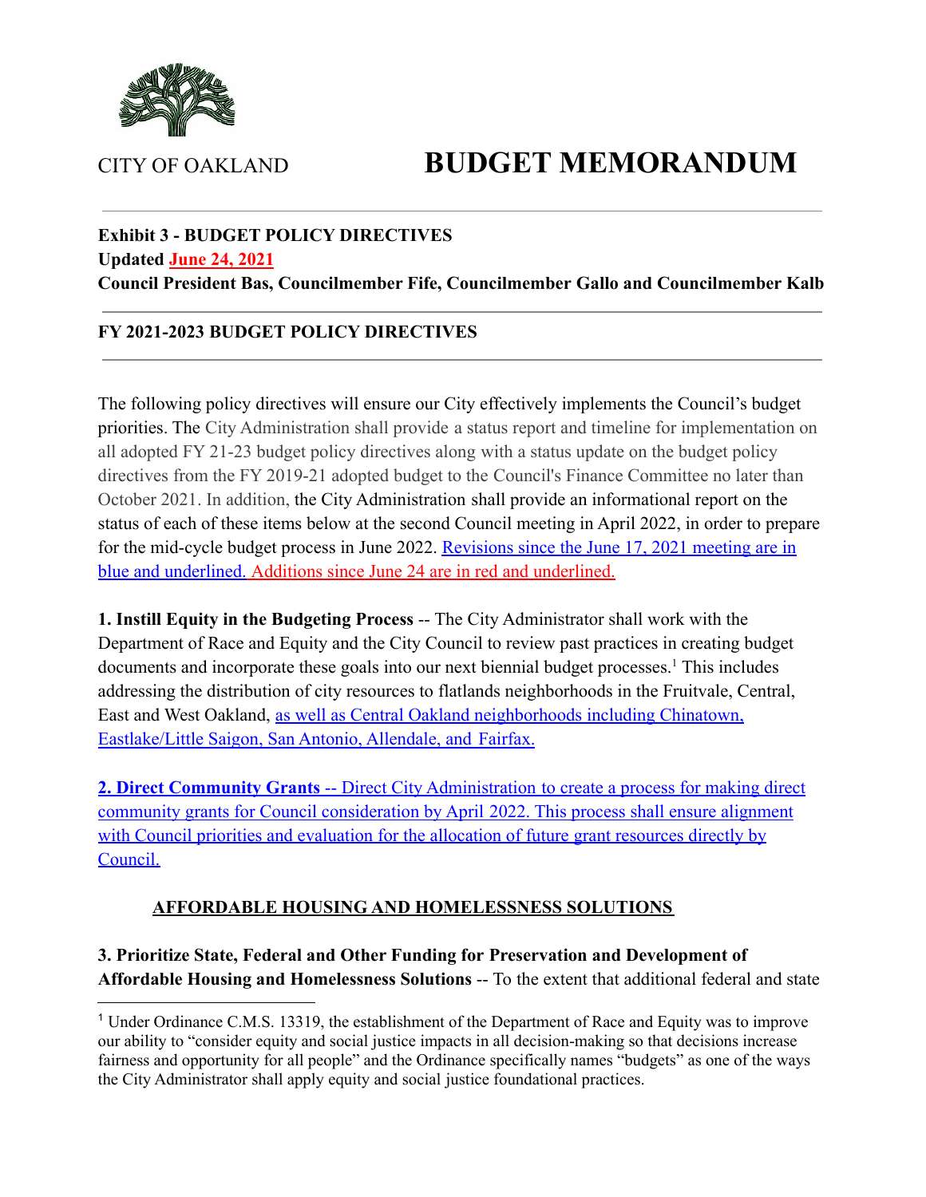CITY OF OAKLAND

# BUDGET MEMORANDUM

**Exhibit 3 - BUDGET POLICY DIRECTIVES**
**Updated June 24, 2021**
**Council President Bas, Councilmember Fife, Councilmember Gallo and Councilmember Kalb**

## FY 2021-2023 BUDGET POLICY DIRECTIVES

The following policy directives will ensure our City effectively implements the Council's budget priorities. The City Administration shall provide a status report and timeline for implementation on all adopted FY 21-23 budget policy directives along with a status update on the budget policy directives from the FY 2019-21 adopted budget to the Council's Finance Committee no later than October 2021. In addition, the City Administration shall provide an informational report on the status of each of these items below at the second Council meeting in April 2022, in order to prepare for the mid-cycle budget process in June 2022. Revisions since the June 17, 2021 meeting are in blue and underlined. Additions since June 24 are in red and underlined.

**1. Instill Equity in the Budgeting Process** -- The City Administrator shall work with the Department of Race and Equity and the City Council to review past practices in creating budget documents and incorporate these goals into our next biennial budget processes.[1] This includes addressing the distribution of city resources to flatlands neighborhoods in the Fruitvale, Central, East and West Oakland, as well as Central Oakland neighborhoods including Chinatown, Eastlake/Little Saigon, San Antonio, Allendale, and Fairfax.

**2. Direct Community Grants** -- Direct City Administration to create a process for making direct community grants for Council consideration by April 2022. This process shall ensure alignment with Council priorities and evaluation for the allocation of future grant resources directly by Council.

### AFFORDABLE HOUSING AND HOMELESSNESS SOLUTIONS

**3. Prioritize State, Federal and Other Funding for Preservation and Development of Affordable Housing and Homelessness Solutions** -- To the extent that additional federal and state

[1] Under Ordinance C.M.S. 13319, the establishment of the Department of Race and Equity was to improve our ability to "consider equity and social justice impacts in all decision-making so that decisions increase fairness and opportunity for all people" and the Ordinance specifically names "budgets" as one of the ways the City Administrator shall apply equity and social justice foundational practices.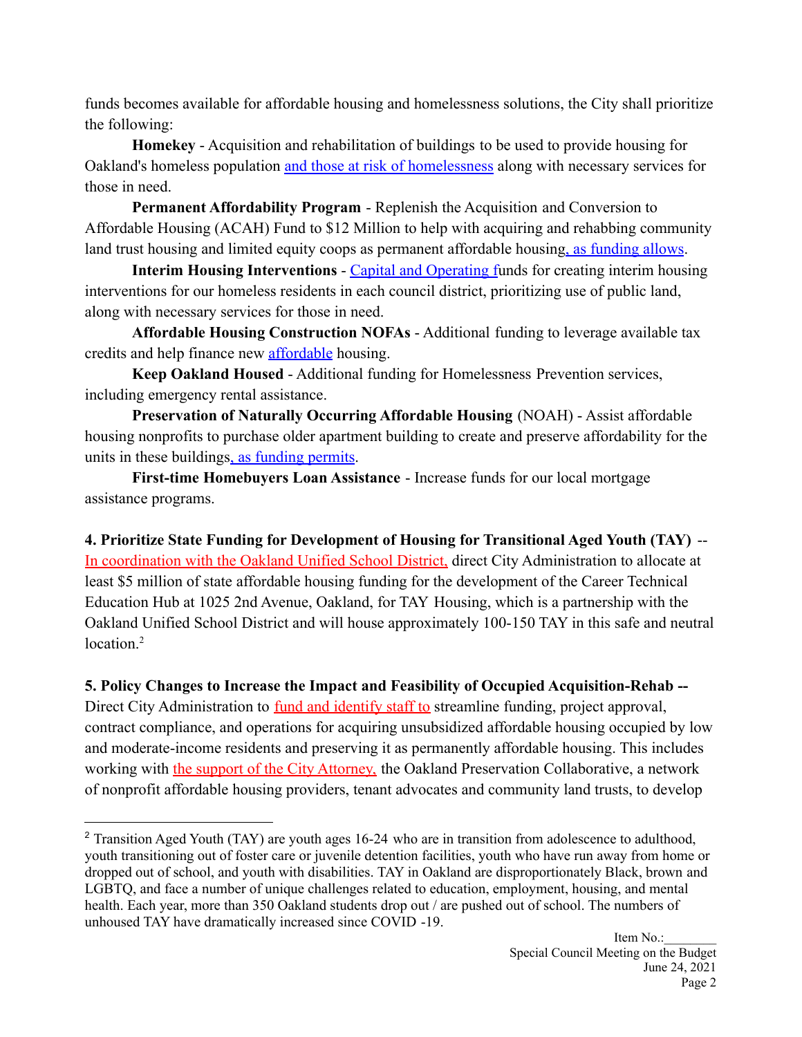funds becomes available for affordable housing and homelessness solutions, the City shall prioritize the following:

**Homekey** - Acquisition and rehabilitation of buildings to be used to provide housing for Oakland's homeless population and those at risk of homelessness along with necessary services for those in need.

**Permanent Affordability Program** - Replenish the Acquisition and Conversion to Affordable Housing (ACAH) Fund to $12 Million to help with acquiring and rehabbing community land trust housing and limited equity coops as permanent affordable housing, as funding allows.

**Interim Housing Interventions** - Capital and Operating funds for creating interim housing interventions for our homeless residents in each council district, prioritizing use of public land, along with necessary services for those in need.

**Affordable Housing Construction NOFAs** - Additional funding to leverage available tax credits and help finance new affordable housing.

**Keep Oakland Housed** - Additional funding for Homelessness Prevention services, including emergency rental assistance.

**Preservation of Naturally Occurring Affordable Housing** (NOAH) - Assist affordable housing nonprofits to purchase older apartment building to create and preserve affordability for the units in these buildings, as funding permits.

**First-time Homebuyers Loan Assistance** - Increase funds for our local mortgage assistance programs.

**4. Prioritize State Funding for Development of Housing for Transitional Aged Youth (TAY)** -- In coordination with the Oakland Unified School District, direct City Administration to allocate at least $5 million of state affordable housing funding for the development of the Career Technical Education Hub at 1025 2nd Avenue, Oakland, for TAY Housing, which is a partnership with the Oakland Unified School District and will house approximately 100-150 TAY in this safe and neutral location.[2]

**5. Policy Changes to Increase the Impact and Feasibility of Occupied Acquisition-Rehab --** Direct City Administration to fund and identify staff to streamline funding, project approval, contract compliance, and operations for acquiring unsubsidized affordable housing occupied by low and moderate-income residents and preserving it as permanently affordable housing. This includes working with the support of the City Attorney, the Oakland Preservation Collaborative, a network of nonprofit affordable housing providers, tenant advocates and community land trusts, to develop

[2] Transition Aged Youth (TAY) are youth ages 16-24 who are in transition from adolescence to adulthood, youth transitioning out of foster care or juvenile detention facilities, youth who have run away from home or dropped out of school, and youth with disabilities. TAY in Oakland are disproportionately Black, brown and LGBTQ, and face a number of unique challenges related to education, employment, housing, and mental health. Each year, more than 350 Oakland students drop out / are pushed out of school. The numbers of unhoused TAY have dramatically increased since COVID -19.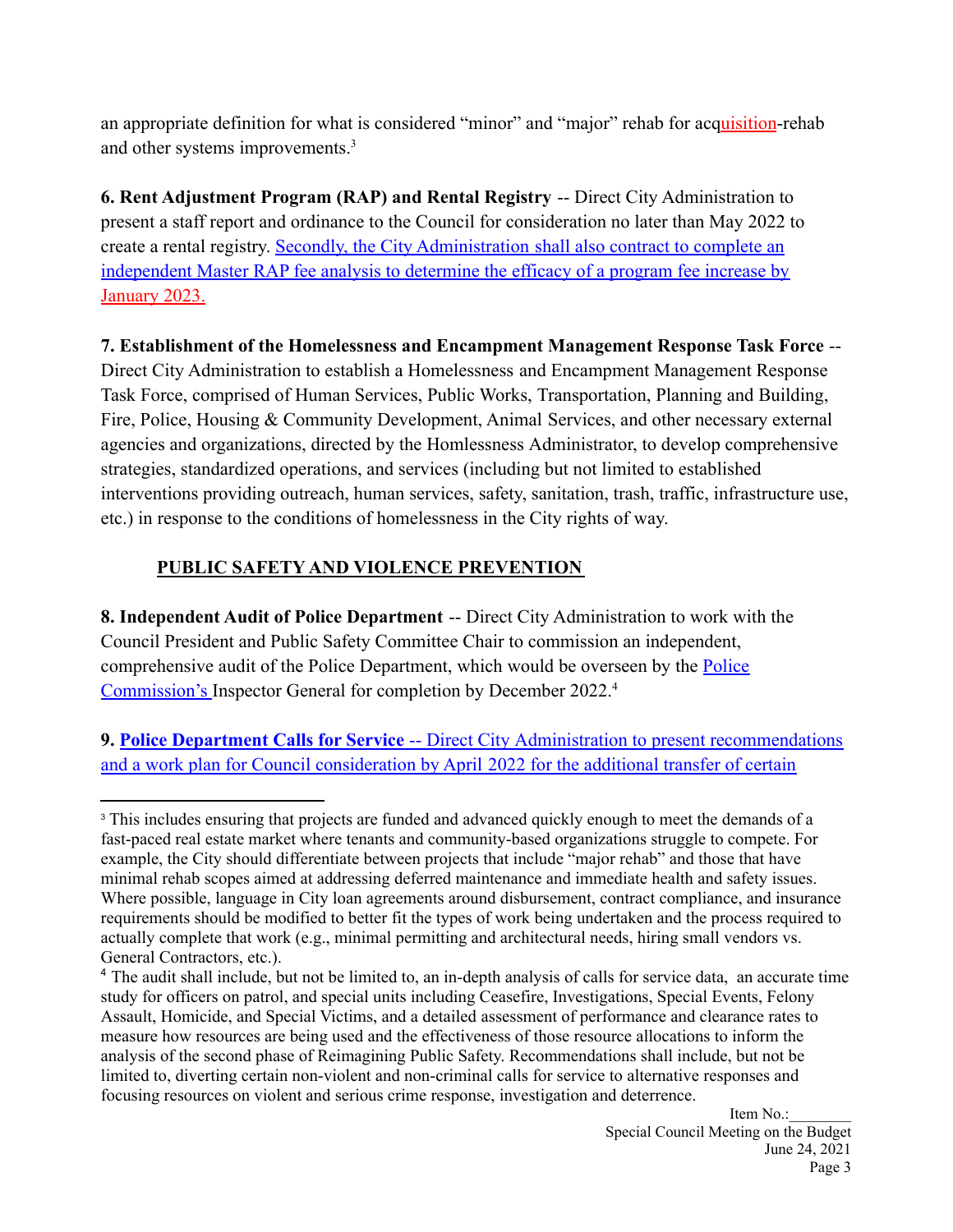an appropriate definition for what is considered "minor" and "major" rehab for acquisition-rehab and other systems improvements.[3]

**6. Rent Adjustment Program (RAP) and Rental Registry** -- Direct City Administration to present a staff report and ordinance to the Council for consideration no later than May 2022 to create a rental registry. Secondly, the City Administration shall also contract to complete an independent Master RAP fee analysis to determine the efficacy of a program fee increase by January 2023.

**7. Establishment of the Homelessness and Encampment Management Response Task Force** -- Direct City Administration to establish a Homelessness and Encampment Management Response Task Force, comprised of Human Services, Public Works, Transportation, Planning and Building, Fire, Police, Housing & Community Development, Animal Services, and other necessary external agencies and organizations, directed by the Homlessness Administrator, to develop comprehensive strategies, standardized operations, and services (including but not limited to established interventions providing outreach, human services, safety, sanitation, trash, traffic, infrastructure use, etc.) in response to the conditions of homelessness in the City rights of way.

## PUBLIC SAFETY AND VIOLENCE PREVENTION

**8. Independent Audit of Police Department** -- Direct City Administration to work with the Council President and Public Safety Committee Chair to commission an independent, comprehensive audit of the Police Department, which would be overseen by the Police Commission's Inspector General for completion by December 2022.[4]

**9. Police Department Calls for Service** -- Direct City Administration to present recommendations and a work plan for Council consideration by April 2022 for the additional transfer of certain

---

[3] This includes ensuring that projects are funded and advanced quickly enough to meet the demands of a fast-paced real estate market where tenants and community-based organizations struggle to compete. For example, the City should differentiate between projects that include "major rehab" and those that have minimal rehab scopes aimed at addressing deferred maintenance and immediate health and safety issues. Where possible, language in City loan agreements around disbursement, contract compliance, and insurance requirements should be modified to better fit the types of work being undertaken and the process required to actually complete that work (e.g., minimal permitting and architectural needs, hiring small vendors vs. General Contractors, etc.).

[4] The audit shall include, but not be limited to, an in-depth analysis of calls for service data, an accurate time study for officers on patrol, and special units including Ceasefire, Investigations, Special Events, Felony Assault, Homicide, and Special Victims, and a detailed assessment of performance and clearance rates to measure how resources are being used and the effectiveness of those resource allocations to inform the analysis of the second phase of Reimagining Public Safety. Recommendations shall include, but not be limited to, diverting certain non-violent and non-criminal calls for service to alternative responses and focusing resources on violent and serious crime response, investigation and deterrence.

Item No.:________
Special Council Meeting on the Budget
June 24, 2021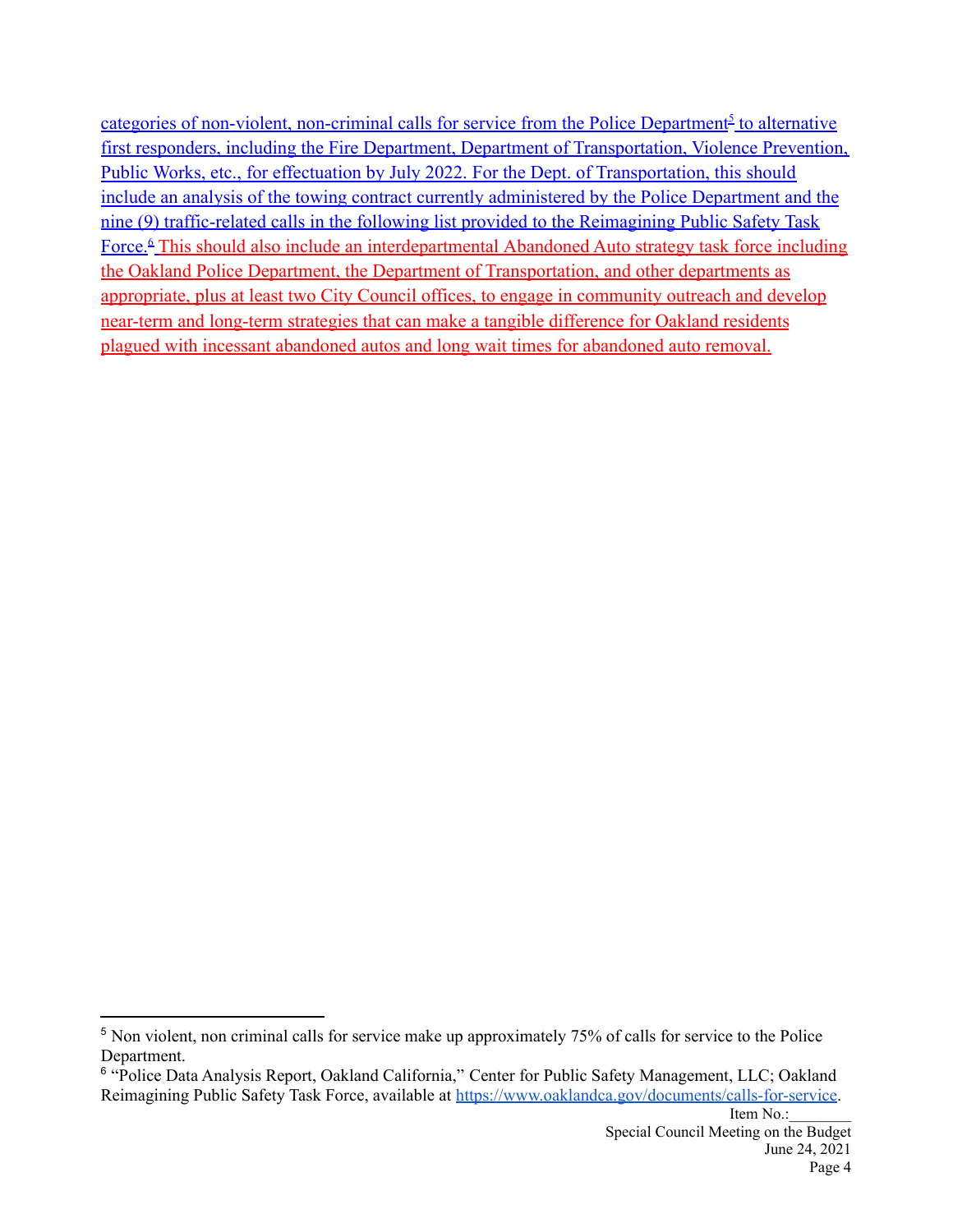categories of non-violent, non-criminal calls for service from the Police Department[5] to alternative first responders, including the Fire Department, Department of Transportation, Violence Prevention, Public Works, etc., for effectuation by July 2022. For the Dept. of Transportation, this should include an analysis of the towing contract currently administered by the Police Department and the nine (9) traffic-related calls in the following list provided to the Reimagining Public Safety Task Force.[6] This should also include an interdepartmental Abandoned Auto strategy task force including the Oakland Police Department, the Department of Transportation, and other departments as appropriate, plus at least two City Council offices, to engage in community outreach and develop near-term and long-term strategies that can make a tangible difference for Oakland residents plagued with incessant abandoned autos and long wait times for abandoned auto removal.

---

[5] Non violent, non criminal calls for service make up approximately 75% of calls for service to the Police Department.

[6] "Police Data Analysis Report, Oakland California," Center for Public Safety Management, LLC; Oakland Reimagining Public Safety Task Force, available at https://www.oaklandca.gov/documents/calls-for-service.

Item No.:________
Special Council Meeting on the Budget
June 24, 2021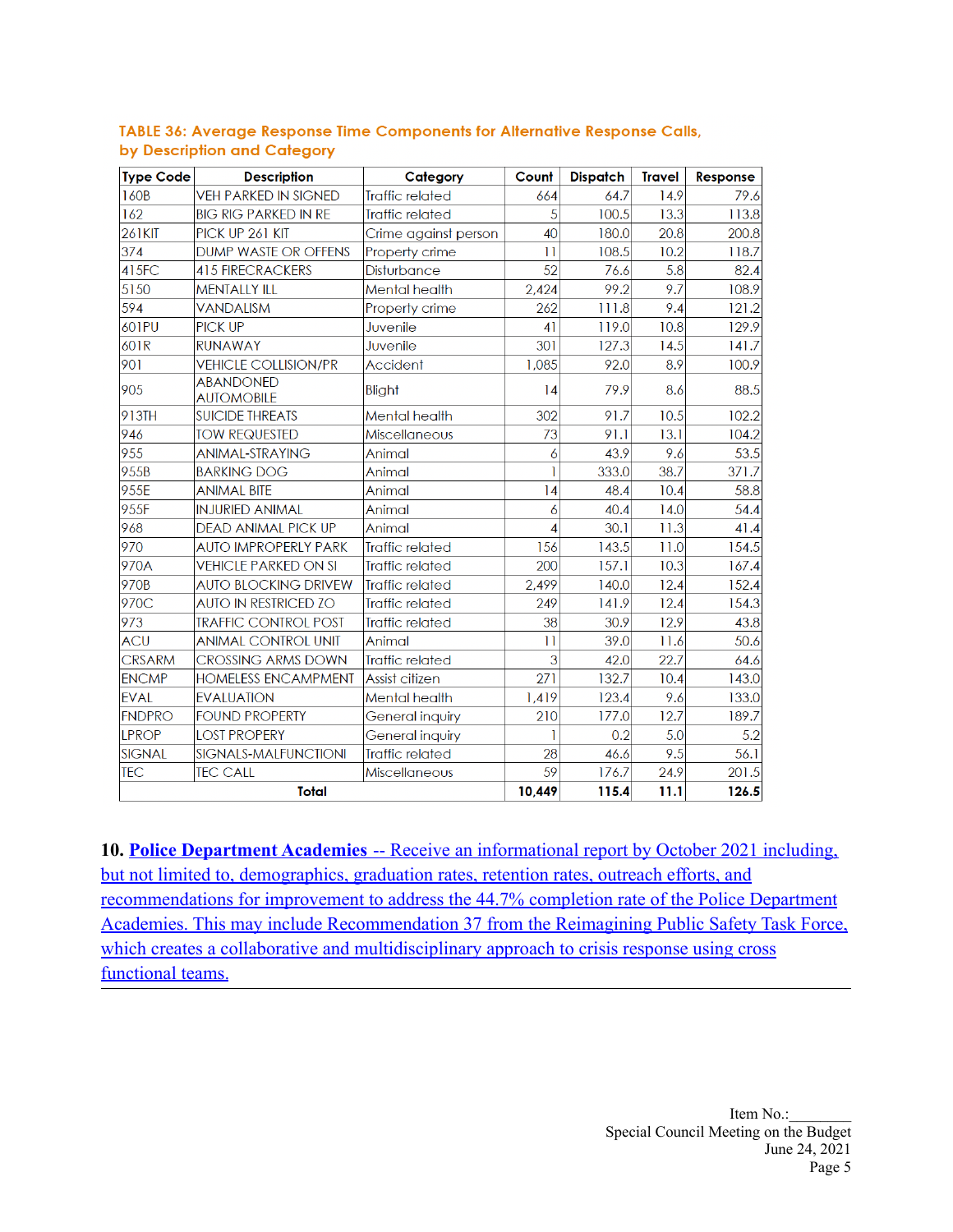**TABLE 36: Average Response Time Components for Alternative Response Calls, by Description and Category**

| Type Code | Description | Category | Count | Dispatch | Travel | Response |
|---|---|---|---|---|---|---|
| 160B | VEH PARKED IN SIGNED | Traffic related | 664 | 64.7 | 14.9 | 79.6 |
| 162 | BIG RIG PARKED IN RE | Traffic related | 5 | 100.5 | 13.3 | 113.8 |
| 261KIT | PICK UP 261 KIT | Crime against person | 40 | 180.0 | 20.8 | 200.8 |
| 374 | DUMP WASTE OR OFFENS | Property crime | 11 | 108.5 | 10.2 | 118.7 |
| 415FC | 415 FIRECRACKERS | Disturbance | 52 | 76.6 | 5.8 | 82.4 |
| 5150 | MENTALLY ILL | Mental health | 2,424 | 99.2 | 9.7 | 108.9 |
| 594 | VANDALISM | Property crime | 262 | 111.8 | 9.4 | 121.2 |
| 601PU | PICK UP | Juvenile | 41 | 119.0 | 10.8 | 129.9 |
| 601R | RUNAWAY | Juvenile | 301 | 127.3 | 14.5 | 141.7 |
| 901 | VEHICLE COLLISION/PR | Accident | 1,085 | 92.0 | 8.9 | 100.9 |
| 905 | ABANDONED AUTOMOBILE | Blight | 14 | 79.9 | 8.6 | 88.5 |
| 913TH | SUICIDE THREATS | Mental health | 302 | 91.7 | 10.5 | 102.2 |
| 946 | TOW REQUESTED | Miscellaneous | 73 | 91.1 | 13.1 | 104.2 |
| 955 | ANIMAL-STRAYING | Animal | 6 | 43.9 | 9.6 | 53.5 |
| 955B | BARKING DOG | Animal | 1 | 333.0 | 38.7 | 371.7 |
| 955E | ANIMAL BITE | Animal | 14 | 48.4 | 10.4 | 58.8 |
| 955F | INJURIED ANIMAL | Animal | 6 | 40.4 | 14.0 | 54.4 |
| 968 | DEAD ANIMAL PICK UP | Animal | 4 | 30.1 | 11.3 | 41.4 |
| 970 | AUTO IMPROPERLY PARK | Traffic related | 156 | 143.5 | 11.0 | 154.5 |
| 970A | VEHICLE PARKED ON SI | Traffic related | 200 | 157.1 | 10.3 | 167.4 |
| 970B | AUTO BLOCKING DRIVEW | Traffic related | 2,499 | 140.0 | 12.4 | 152.4 |
| 970C | AUTO IN RESTRICED ZO | Traffic related | 249 | 141.9 | 12.4 | 154.3 |
| 973 | TRAFFIC CONTROL POST | Traffic related | 38 | 30.9 | 12.9 | 43.8 |
| ACU | ANIMAL CONTROL UNIT | Animal | 11 | 39.0 | 11.6 | 50.6 |
| CRSARM | CROSSING ARMS DOWN | Traffic related | 3 | 42.0 | 22.7 | 64.6 |
| ENCMP | HOMELESS ENCAMPMENT | Assist citizen | 271 | 132.7 | 10.4 | 143.0 |
| EVAL | EVALUATION | Mental health | 1,419 | 123.4 | 9.6 | 133.0 |
| FNDPRO | FOUND PROPERTY | General inquiry | 210 | 177.0 | 12.7 | 189.7 |
| LPROP | LOST PROPERY | General inquiry | 1 | 0.2 | 5.0 | 5.2 |
| SIGNAL | SIGNALS-MALFUNCTIONI | Traffic related | 28 | 46.6 | 9.5 | 56.1 |
| TEC | TEC CALL | Miscellaneous | 59 | 176.7 | 24.9 | 201.5 |
| **Total** | | | **10,449** | **115.4** | **11.1** | **126.5** |

**10. Police Department Academies** -- Receive an informational report by October 2021 including, but not limited to, demographics, graduation rates, retention rates, outreach efforts, and recommendations for improvement to address the 44.7% completion rate of the Police Department Academies. This may include Recommendation 37 from the Reimagining Public Safety Task Force, which creates a collaborative and multidisciplinary approach to crisis response using cross functional teams.

---

Item No.:________
Special Council Meeting on the Budget
June 24, 2021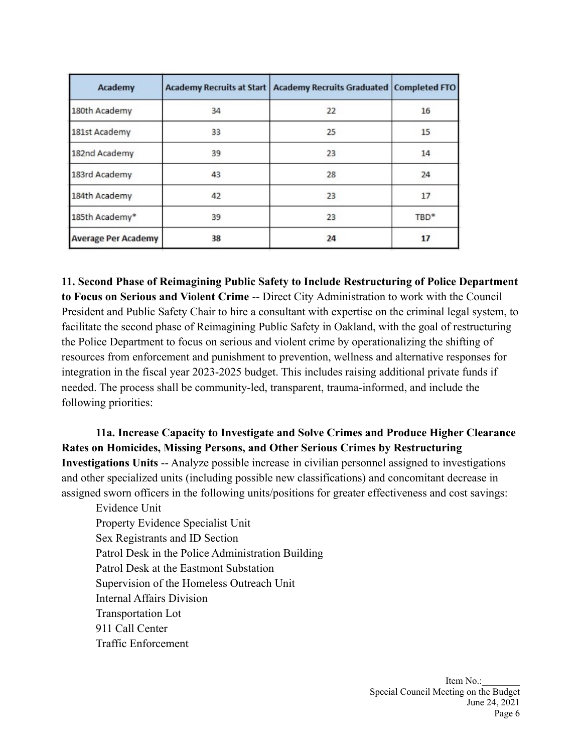| Academy | Academy Recruits at Start | Academy Recruits Graduated | Completed FTO |
|---|---|---|---|
| 180th Academy | 34 | 22 | 16 |
| 181st Academy | 33 | 25 | 15 |
| 182nd Academy | 39 | 23 | 14 |
| 183rd Academy | 43 | 28 | 24 |
| 184th Academy | 42 | 23 | 17 |
| 185th Academy* | 39 | 23 | TBD* |
| **Average Per Academy** | **38** | **24** | **17** |

**11. Second Phase of Reimagining Public Safety to Include Restructuring of Police Department to Focus on Serious and Violent Crime** -- Direct City Administration to work with the Council President and Public Safety Chair to hire a consultant with expertise on the criminal legal system, to facilitate the second phase of Reimagining Public Safety in Oakland, with the goal of restructuring the Police Department to focus on serious and violent crime by operationalizing the shifting of resources from enforcement and punishment to prevention, wellness and alternative responses for integration in the fiscal year 2023-2025 budget. This includes raising additional private funds if needed. The process shall be community-led, transparent, trauma-informed, and include the following priorities:

**11a. Increase Capacity to Investigate and Solve Crimes and Produce Higher Clearance Rates on Homicides, Missing Persons, and Other Serious Crimes by Restructuring Investigations Units** -- Analyze possible increase in civilian personnel assigned to investigations and other specialized units (including possible new classifications) and concomitant decrease in assigned sworn officers in the following units/positions for greater effectiveness and cost savings:

Evidence Unit
Property Evidence Specialist Unit
Sex Registrants and ID Section
Patrol Desk in the Police Administration Building
Patrol Desk at the Eastmont Substation
Supervision of the Homeless Outreach Unit
Internal Affairs Division
Transportation Lot
911 Call Center
Traffic Enforcement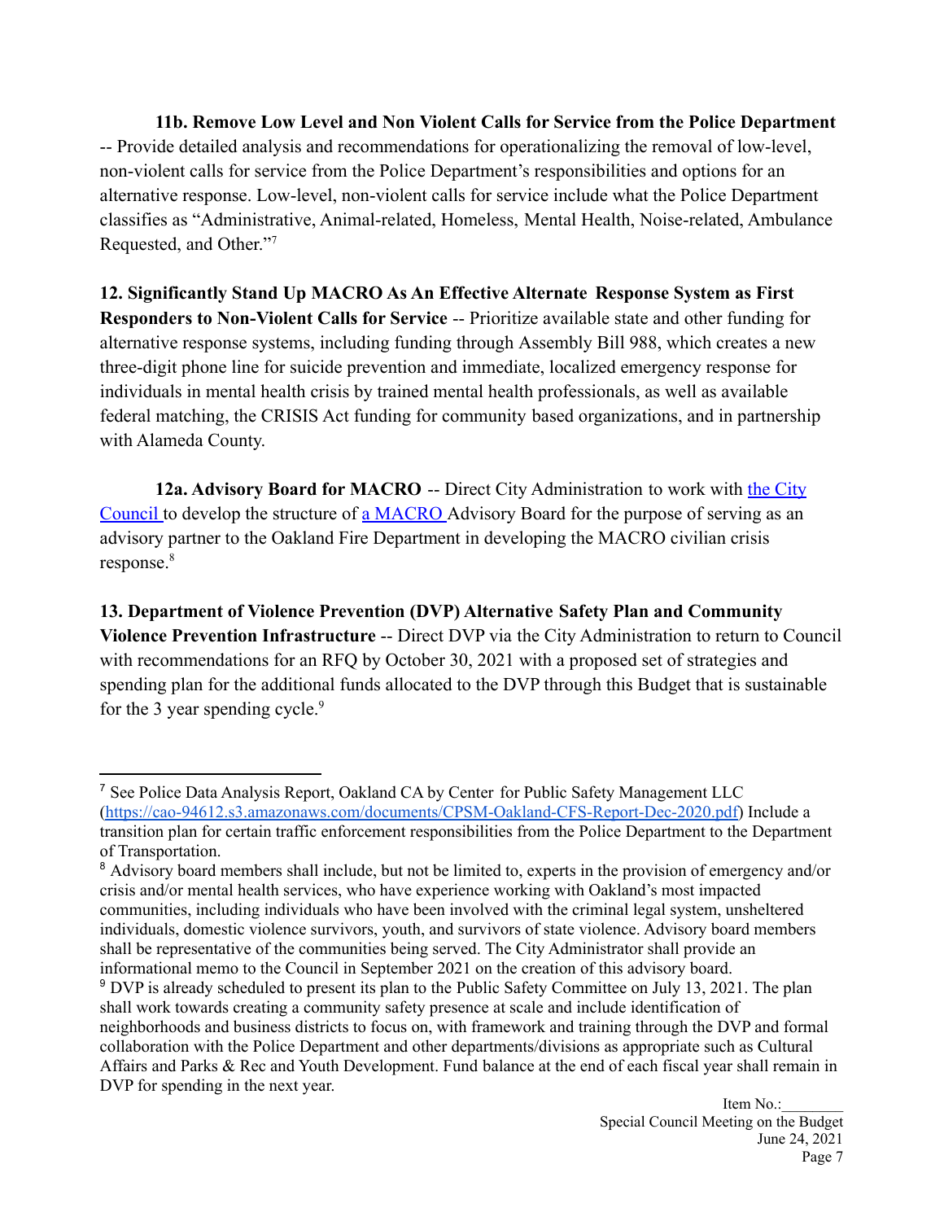**11b. Remove Low Level and Non Violent Calls for Service from the Police Department** -- Provide detailed analysis and recommendations for operationalizing the removal of low-level, non-violent calls for service from the Police Department's responsibilities and options for an alternative response. Low-level, non-violent calls for service include what the Police Department classifies as "Administrative, Animal-related, Homeless, Mental Health, Noise-related, Ambulance Requested, and Other."[7]

**12. Significantly Stand Up MACRO As An Effective Alternate Response System as First Responders to Non-Violent Calls for Service** -- Prioritize available state and other funding for alternative response systems, including funding through Assembly Bill 988, which creates a new three-digit phone line for suicide prevention and immediate, localized emergency response for individuals in mental health crisis by trained mental health professionals, as well as available federal matching, the CRISIS Act funding for community based organizations, and in partnership with Alameda County.

**12a. Advisory Board for MACRO** -- Direct City Administration to work with the City Council to develop the structure of a MACRO Advisory Board for the purpose of serving as an advisory partner to the Oakland Fire Department in developing the MACRO civilian crisis response.[8]

**13. Department of Violence Prevention (DVP) Alternative Safety Plan and Community Violence Prevention Infrastructure** -- Direct DVP via the City Administration to return to Council with recommendations for an RFQ by October 30, 2021 with a proposed set of strategies and spending plan for the additional funds allocated to the DVP through this Budget that is sustainable for the 3 year spending cycle.[9]

---

[7] See Police Data Analysis Report, Oakland CA by Center for Public Safety Management LLC (https://cao-94612.s3.amazonaws.com/documents/CPSM-Oakland-CFS-Report-Dec-2020.pdf) Include a transition plan for certain traffic enforcement responsibilities from the Police Department to the Department of Transportation.

[8] Advisory board members shall include, but not be limited to, experts in the provision of emergency and/or crisis and/or mental health services, who have experience working with Oakland's most impacted communities, including individuals who have been involved with the criminal legal system, unsheltered individuals, domestic violence survivors, youth, and survivors of state violence. Advisory board members shall be representative of the communities being served. The City Administrator shall provide an informational memo to the Council in September 2021 on the creation of this advisory board.

[9] DVP is already scheduled to present its plan to the Public Safety Committee on July 13, 2021. The plan shall work towards creating a community safety presence at scale and include identification of neighborhoods and business districts to focus on, with framework and training through the DVP and formal collaboration with the Police Department and other departments/divisions as appropriate such as Cultural Affairs and Parks & Rec and Youth Development. Fund balance at the end of each fiscal year shall remain in DVP for spending in the next year.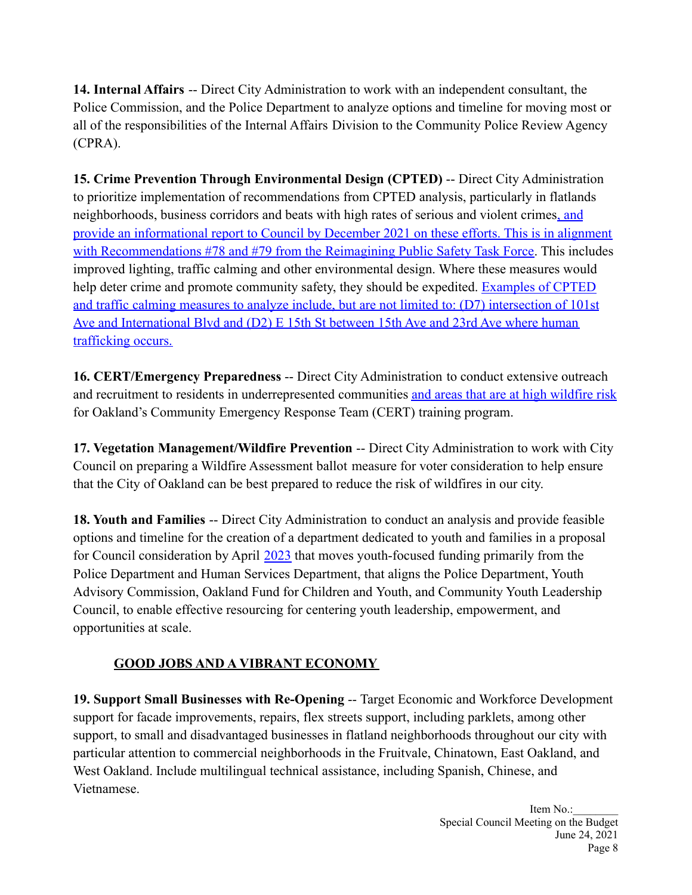**14. Internal Affairs** -- Direct City Administration to work with an independent consultant, the Police Commission, and the Police Department to analyze options and timeline for moving most or all of the responsibilities of the Internal Affairs Division to the Community Police Review Agency (CPRA).

**15. Crime Prevention Through Environmental Design (CPTED)** -- Direct City Administration to prioritize implementation of recommendations from CPTED analysis, particularly in flatlands neighborhoods, business corridors and beats with high rates of serious and violent crimes, and provide an informational report to Council by December 2021 on these efforts. This is in alignment with Recommendations #78 and #79 from the Reimagining Public Safety Task Force. This includes improved lighting, traffic calming and other environmental design. Where these measures would help deter crime and promote community safety, they should be expedited. Examples of CPTED and traffic calming measures to analyze include, but are not limited to: (D7) intersection of 101st Ave and International Blvd and (D2) E 15th St between 15th Ave and 23rd Ave where human trafficking occurs.

**16. CERT/Emergency Preparedness** -- Direct City Administration to conduct extensive outreach and recruitment to residents in underrepresented communities and areas that are at high wildfire risk for Oakland's Community Emergency Response Team (CERT) training program.

**17. Vegetation Management/Wildfire Prevention** -- Direct City Administration to work with City Council on preparing a Wildfire Assessment ballot measure for voter consideration to help ensure that the City of Oakland can be best prepared to reduce the risk of wildfires in our city.

**18. Youth and Families** -- Direct City Administration to conduct an analysis and provide feasible options and timeline for the creation of a department dedicated to youth and families in a proposal for Council consideration by April 2023 that moves youth-focused funding primarily from the Police Department and Human Services Department, that aligns the Police Department, Youth Advisory Commission, Oakland Fund for Children and Youth, and Community Youth Leadership Council, to enable effective resourcing for centering youth leadership, empowerment, and opportunities at scale.

## GOOD JOBS AND A VIBRANT ECONOMY

**19. Support Small Businesses with Re-Opening** -- Target Economic and Workforce Development support for facade improvements, repairs, flex streets support, including parklets, among other support, to small and disadvantaged businesses in flatland neighborhoods throughout our city with particular attention to commercial neighborhoods in the Fruitvale, Chinatown, East Oakland, and West Oakland. Include multilingual technical assistance, including Spanish, Chinese, and Vietnamese.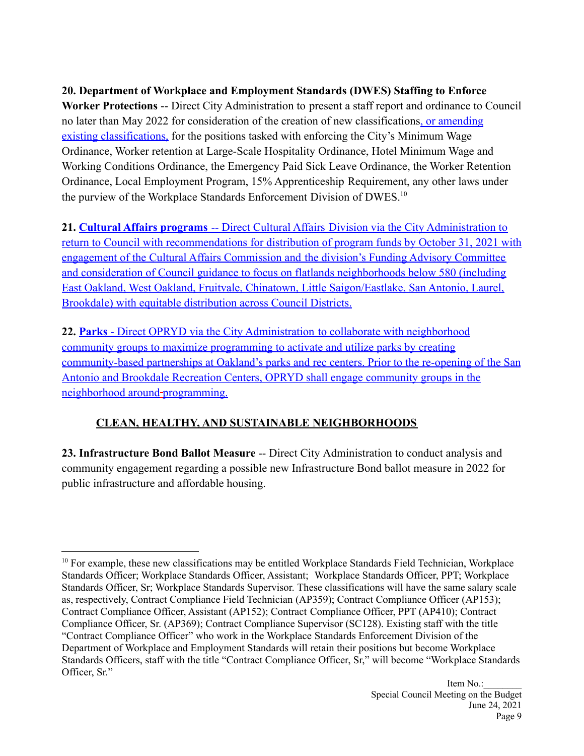**20. Department of Workplace and Employment Standards (DWES) Staffing to Enforce Worker Protections** -- Direct City Administration to present a staff report and ordinance to Council no later than May 2022 for consideration of the creation of new classifications, or amending existing classifications, for the positions tasked with enforcing the City's Minimum Wage Ordinance, Worker retention at Large-Scale Hospitality Ordinance, Hotel Minimum Wage and Working Conditions Ordinance, the Emergency Paid Sick Leave Ordinance, the Worker Retention Ordinance, Local Employment Program, 15% Apprenticeship Requirement, any other laws under the purview of the Workplace Standards Enforcement Division of DWES.[10]

**21. Cultural Affairs programs** -- Direct Cultural Affairs Division via the City Administration to return to Council with recommendations for distribution of program funds by October 31, 2021 with engagement of the Cultural Affairs Commission and the division's Funding Advisory Committee and consideration of Council guidance to focus on flatlands neighborhoods below 580 (including East Oakland, West Oakland, Fruitvale, Chinatown, Little Saigon/Eastlake, San Antonio, Laurel, Brookdale) with equitable distribution across Council Districts.

**22. Parks** - Direct OPRYD via the City Administration to collaborate with neighborhood community groups to maximize programming to activate and utilize parks by creating community-based partnerships at Oakland's parks and rec centers. Prior to the re-opening of the San Antonio and Brookdale Recreation Centers, OPRYD shall engage community groups in the neighborhood around programming.

## CLEAN, HEALTHY, AND SUSTAINABLE NEIGHBORHOODS

**23. Infrastructure Bond Ballot Measure** -- Direct City Administration to conduct analysis and community engagement regarding a possible new Infrastructure Bond ballot measure in 2022 for public infrastructure and affordable housing.

---

[10] For example, these new classifications may be entitled Workplace Standards Field Technician, Workplace Standards Officer; Workplace Standards Officer, Assistant; Workplace Standards Officer, PPT; Workplace Standards Officer, Sr; Workplace Standards Supervisor. These classifications will have the same salary scale as, respectively, Contract Compliance Field Technician (AP359); Contract Compliance Officer (AP153); Contract Compliance Officer, Assistant (AP152); Contract Compliance Officer, PPT (AP410); Contract Compliance Officer, Sr. (AP369); Contract Compliance Supervisor (SC128). Existing staff with the title "Contract Compliance Officer" who work in the Workplace Standards Enforcement Division of the Department of Workplace and Employment Standards will retain their positions but become Workplace Standards Officers, staff with the title "Contract Compliance Officer, Sr," will become "Workplace Standards Officer, Sr."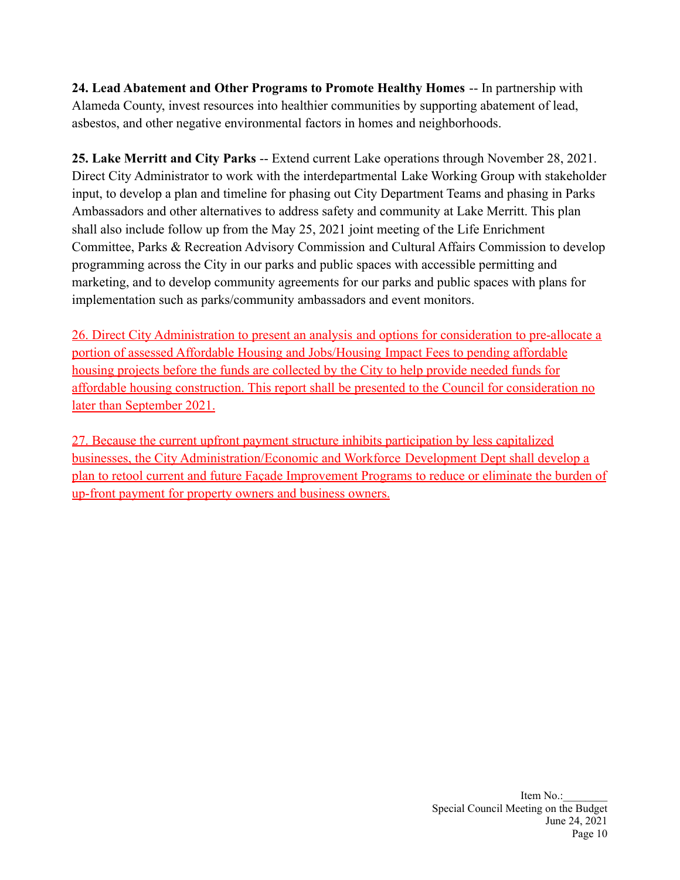**24. Lead Abatement and Other Programs to Promote Healthy Homes** -- In partnership with Alameda County, invest resources into healthier communities by supporting abatement of lead, asbestos, and other negative environmental factors in homes and neighborhoods.

**25. Lake Merritt and City Parks** -- Extend current Lake operations through November 28, 2021. Direct City Administrator to work with the interdepartmental Lake Working Group with stakeholder input, to develop a plan and timeline for phasing out City Department Teams and phasing in Parks Ambassadors and other alternatives to address safety and community at Lake Merritt. This plan shall also include follow up from the May 25, 2021 joint meeting of the Life Enrichment Committee, Parks & Recreation Advisory Commission and Cultural Affairs Commission to develop programming across the City in our parks and public spaces with accessible permitting and marketing, and to develop community agreements for our parks and public spaces with plans for implementation such as parks/community ambassadors and event monitors.

26. Direct City Administration to present an analysis and options for consideration to pre-allocate a portion of assessed Affordable Housing and Jobs/Housing Impact Fees to pending affordable housing projects before the funds are collected by the City to help provide needed funds for affordable housing construction. This report shall be presented to the Council for consideration no later than September 2021.

27. Because the current upfront payment structure inhibits participation by less capitalized businesses, the City Administration/Economic and Workforce Development Dept shall develop a plan to retool current and future Façade Improvement Programs to reduce or eliminate the burden of up-front payment for property owners and business owners.